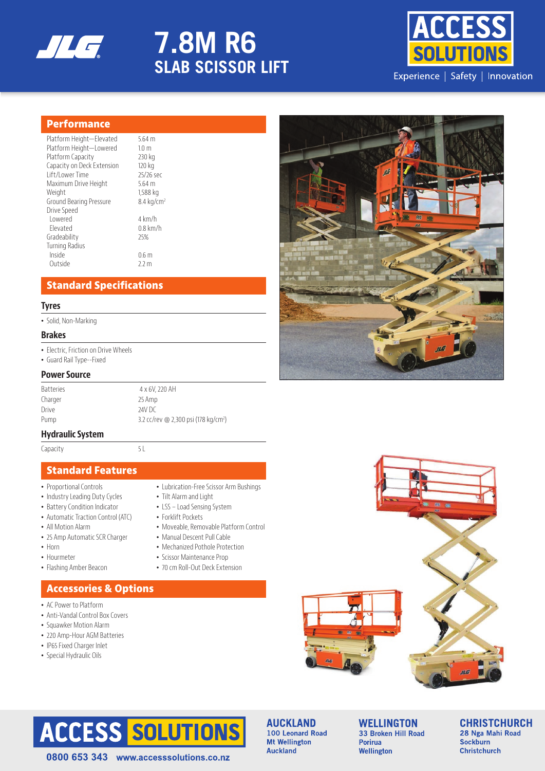# 7.8M R6 SLAB SCISSOR LIFT

ACCESS SOLUTIONS
Experience | Safety | Innovation

## Performance

| | |
|---|---|
| Platform Height—Elevated | 5.64 m |
| Platform Height—Lowered | 1.0 m |
| Platform Capacity | 230 kg |
| Capacity on Deck Extension | 120 kg |
| Lift/Lower Time | 25/26 sec |
| Maximum Drive Height | 5.64 m |
| Weight | 1,588 kg |
| Ground Bearing Pressure | 8.4 kg/cm² |
| Drive Speed | |
| Lowered | 4 km/h |
| Elevated | 0.8 km/h |
| Gradeability | 25% |
| Turning Radius | |
| Inside | 0.6 m |
| Outside | 2.2 m |

## Standard Specifications

### Tyres

- Solid, Non-Marking

### Brakes

- Electric, Friction on Drive Wheels
- Guard Rail Type--Fixed

### Power Source

| | |
|---|---|
| Batteries | 4 x 6V, 220 AH |
| Charger | 25 Amp |
| Drive | 24V DC |
| Pump | 3.2 cc/rev @ 2,300 psi (178 kg/cm²) |

### Hydraulic System

| | |
|---|---|
| Capacity | 5 L |

## Standard Features

- Proportional Controls
- Industry Leading Duty Cycles
- Battery Condition Indicator
- Automatic Traction Control (ATC)
- All Motion Alarm
- 25 Amp Automatic SCR Charger
- Horn
- Hourmeter
- Flashing Amber Beacon
- Lubrication-Free Scissor Arm Bushings
- Tilt Alarm and Light
- LSS – Load Sensing System
- Forklift Pockets
- Moveable, Removable Platform Control
- Manual Descent Pull Cable
- Mechanized Pothole Protection
- Scissor Maintenance Prop
- 70 cm Roll-Out Deck Extension

## Accessories & Options

- AC Power to Platform
- Anti-Vandal Control Box Covers
- Squawker Motion Alarm
- 220 Amp-Hour AGM Batteries
- IP65 Fixed Charger Inlet
- Special Hydraulic Oils

ACCESS SOLUTIONS
0800 653 343 www.accesssolutions.co.nz

**AUCKLAND**
100 Leonard Road
Mt Wellington
Auckland

**WELLINGTON**
33 Broken Hill Road
Porirua
Wellington

**CHRISTCHURCH**
28 Nga Mahi Road
Sockburn
Christchurch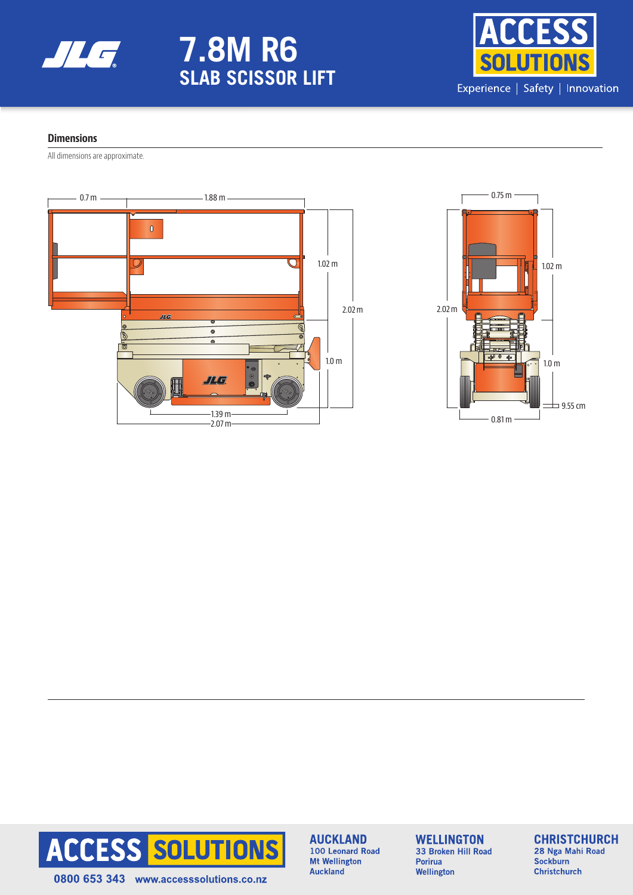# 7.8M R6
## SLAB SCISSOR LIFT

ACCESS SOLUTIONS
Experience | Safety | Innovation

### Dimensions

All dimensions are approximate.

0.7 m
1.88 m
1.02 m
2.02 m
1.0 m
1.39 m
2.07 m

0.75 m
1.02 m
2.02 m
1.0 m
9.55 cm
0.81 m

ACCESS SOLUTIONS
0800 653 343 www.accesssolutions.co.nz

**AUCKLAND**
100 Leonard Road
Mt Wellington
Auckland

**WELLINGTON**
33 Broken Hill Road
Porirua
Wellington

**CHRISTCHURCH**
28 Nga Mahi Road
Sockburn
Christchurch